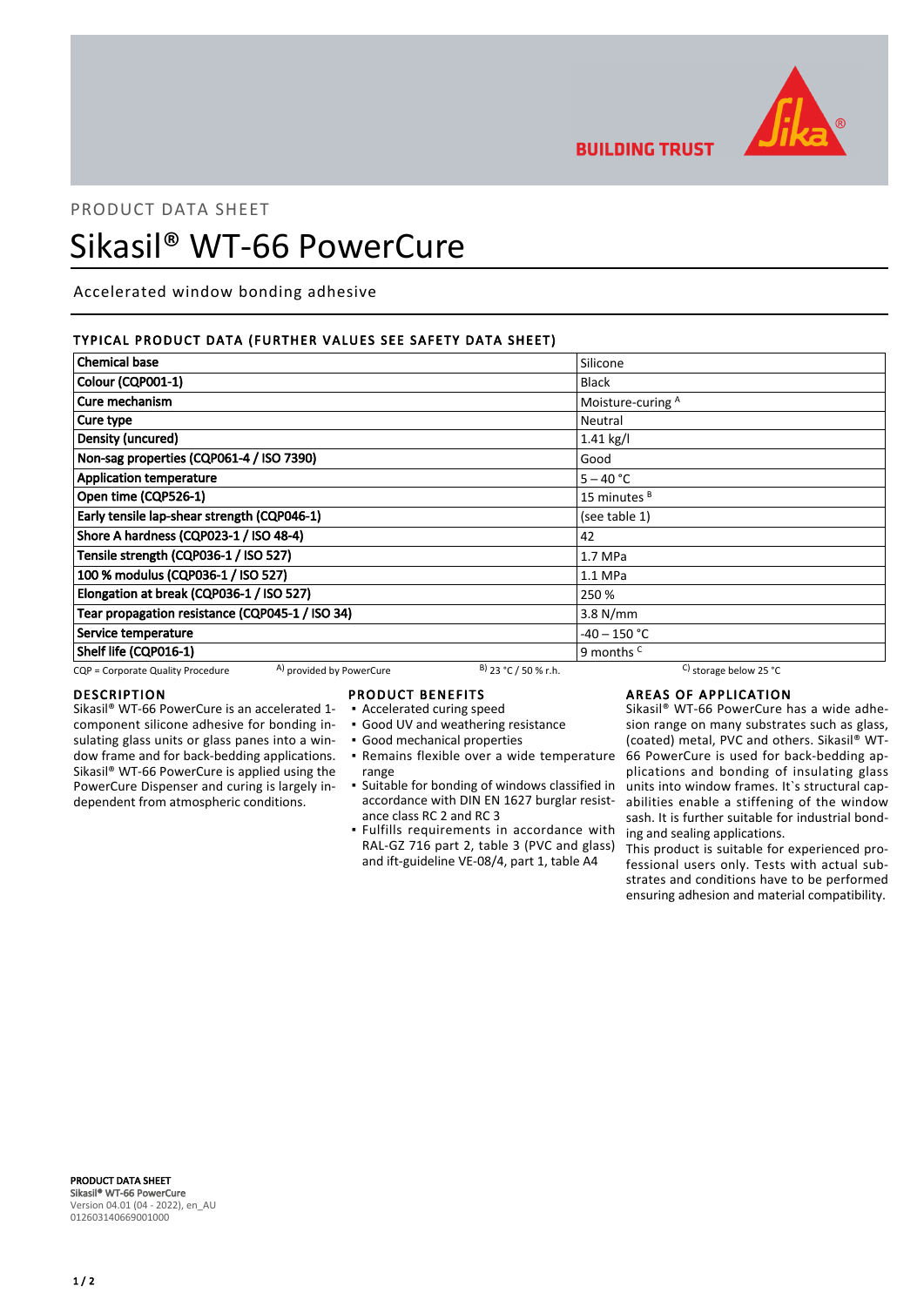BUILDING TRUST

PRODUCT DATA SHEET

# Sikasil® WT-66 PowerCure

Accelerated window bonding adhesive

## TYPICAL PRODUCT DATA (FURTHER VALUES SEE SAFETY DATA SHEET)

| Property | Value |
|---|---|
| Chemical base | Silicone |
| Colour (CQP001-1) | Black |
| Cure mechanism | Moisture-curing [A] |
| Cure type | Neutral |
| Density (uncured) | 1.41 kg/l |
| Non-sag properties (CQP061-4 / ISO 7390) | Good |
| Application temperature | 5 – 40 °C |
| Open time (CQP526-1) | 15 minutes [B] |
| Early tensile lap-shear strength (CQP046-1) | (see table 1) |
| Shore A hardness (CQP023-1 / ISO 48-4) | 42 |
| Tensile strength (CQP036-1 / ISO 527) | 1.7 MPa |
| 100 % modulus (CQP036-1 / ISO 527) | 1.1 MPa |
| Elongation at break (CQP036-1 / ISO 527) | 250 % |
| Tear propagation resistance (CQP045-1 / ISO 34) | 3.8 N/mm |
| Service temperature | -40 – 150 °C |
| Shelf life (CQP016-1) | 9 months [C] |

CQP = Corporate Quality Procedure    [A] provided by PowerCure    [B] 23 °C / 50 % r.h.    [C] storage below 25 °C

## DESCRIPTION

Sikasil® WT-66 PowerCure is an accelerated 1-component silicone adhesive for bonding insulating glass units or glass panes into a window frame and for back-bedding applications. Sikasil® WT-66 PowerCure is applied using the PowerCure Dispenser and curing is largely independent from atmospheric conditions.

## PRODUCT BENEFITS

- Accelerated curing speed
- Good UV and weathering resistance
- Good mechanical properties
- Remains flexible over a wide temperature range
- Suitable for bonding of windows classified in accordance with DIN EN 1627 burglar resistance class RC 2 and RC 3
- Fulfills requirements in accordance with RAL-GZ 716 part 2, table 3 (PVC and glass) and ift-guideline VE-08/4, part 1, table A4

## AREAS OF APPLICATION

Sikasil® WT-66 PowerCure has a wide adhesion range on many substrates such as glass, (coated) metal, PVC and others. Sikasil® WT-66 PowerCure is used for back-bedding applications and bonding of insulating glass units into window frames. It`s structural capabilities enable a stiffening of the window sash. It is further suitable for industrial bonding and sealing applications.

This product is suitable for experienced professional users only. Tests with actual substrates and conditions have to be performed ensuring adhesion and material compatibility.

**PRODUCT DATA SHEET**
**Sikasil® WT-66 PowerCure**
Version 04.01 (04 - 2022), en_AU
012603140669001000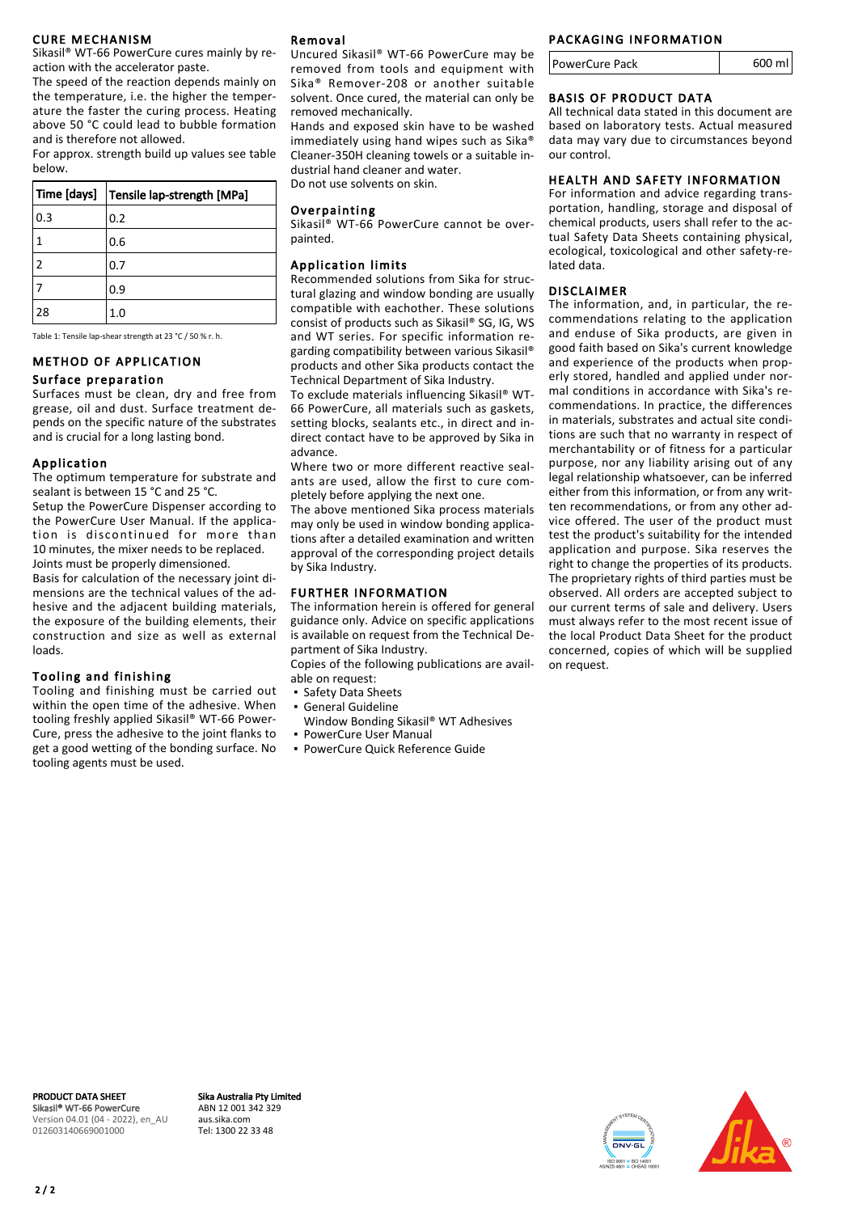## CURE MECHANISM

Sikasil® WT-66 PowerCure cures mainly by reaction with the accelerator paste.

The speed of the reaction depends mainly on the temperature, i.e. the higher the temperature the faster the curing process. Heating above 50 °C could lead to bubble formation and is therefore not allowed.

For approx. strength build up values see table below.

| Time [days] | Tensile lap-strength [MPa] |
|---|---|
| 0.3 | 0.2 |
| 1 | 0.6 |
| 2 | 0.7 |
| 7 | 0.9 |
| 28 | 1.0 |

Table 1: Tensile lap-shear strength at 23 °C / 50 % r. h.

## METHOD OF APPLICATION

### Surface preparation

Surfaces must be clean, dry and free from grease, oil and dust. Surface treatment depends on the specific nature of the substrates and is crucial for a long lasting bond.

### Application

The optimum temperature for substrate and sealant is between 15 °C and 25 °C.

Setup the PowerCure Dispenser according to the PowerCure User Manual. If the application is discontinued for more than 10 minutes, the mixer needs to be replaced.

Joints must be properly dimensioned.

Basis for calculation of the necessary joint dimensions are the technical values of the adhesive and the adjacent building materials, the exposure of the building elements, their construction and size as well as external loads.

### Tooling and finishing

Tooling and finishing must be carried out within the open time of the adhesive. When tooling freshly applied Sikasil® WT-66 PowerCure, press the adhesive to the joint flanks to get a good wetting of the bonding surface. No tooling agents must be used.

### Removal

Uncured Sikasil® WT-66 PowerCure may be removed from tools and equipment with Sika® Remover-208 or another suitable solvent. Once cured, the material can only be removed mechanically.

Hands and exposed skin have to be washed immediately using hand wipes such as Sika® Cleaner-350H cleaning towels or a suitable industrial hand cleaner and water.

Do not use solvents on skin.

### Overpainting

Sikasil® WT-66 PowerCure cannot be overpainted.

### Application limits

Recommended solutions from Sika for structural glazing and window bonding are usually compatible with eachother. These solutions consist of products such as Sikasil® SG, IG, WS and WT series. For specific information regarding compatibility between various Sikasil® products and other Sika products contact the Technical Department of Sika Industry.

To exclude materials influencing Sikasil® WT-66 PowerCure, all materials such as gaskets, setting blocks, sealants etc., in direct and indirect contact have to be approved by Sika in advance.

Where two or more different reactive sealants are used, allow the first to cure completely before applying the next one.

The above mentioned Sika process materials may only be used in window bonding applications after a detailed examination and written approval of the corresponding project details by Sika Industry.

## FURTHER INFORMATION

The information herein is offered for general guidance only. Advice on specific applications is available on request from the Technical Department of Sika Industry.

Copies of the following publications are available on request:

- Safety Data Sheets
- General Guideline
  Window Bonding Sikasil® WT Adhesives
- PowerCure User Manual
- PowerCure Quick Reference Guide

## PACKAGING INFORMATION

| | |
|---|---|
| PowerCure Pack | 600 ml |

## BASIS OF PRODUCT DATA

All technical data stated in this document are based on laboratory tests. Actual measured data may vary due to circumstances beyond our control.

## HEALTH AND SAFETY INFORMATION

For information and advice regarding transportation, handling, storage and disposal of chemical products, users shall refer to the actual Safety Data Sheets containing physical, ecological, toxicological and other safety-related data.

## DISCLAIMER

The information, and, in particular, the recommendations relating to the application and enduse of Sika products, are given in good faith based on Sika's current knowledge and experience of the products when properly stored, handled and applied under normal conditions in accordance with Sika's recommendations. In practice, the differences in materials, substrates and actual site conditions are such that no warranty in respect of merchantability or of fitness for a particular purpose, nor any liability arising out of any legal relationship whatsoever, can be inferred either from this information, or from any written recommendations, or from any other advice offered. The user of the product must test the product's suitability for the intended application and purpose. Sika reserves the right to change the properties of its products. The proprietary rights of third parties must be observed. All orders are accepted subject to our current terms of sale and delivery. Users must always refer to the most recent issue of the local Product Data Sheet for the product concerned, copies of which will be supplied on request.

**PRODUCT DATA SHEET**
**Sikasil® WT-66 PowerCure**
Version 04.01 (04 - 2022), en_AU
012603140669001000

**Sika Australia Pty Limited**
ABN 12 001 342 329
aus.sika.com
Tel: 1300 22 33 48